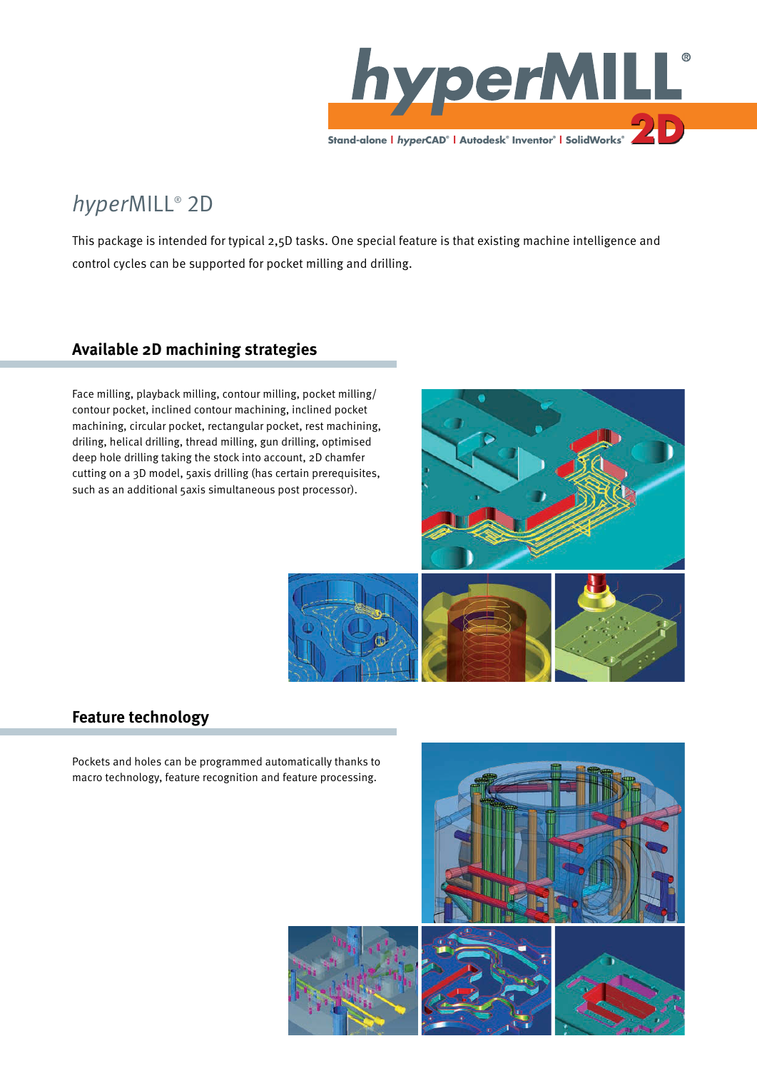# *hyper*MILL® 2D

Stand-alone | *hyper*CAD® | Autodesk® Inventor® | SolidWorks®

## *hyper*MILL® 2D

This package is intended for typical 2,5D tasks. One special feature is that existing machine intelligence and control cycles can be supported for pocket milling and drilling.

## Available 2D machining strategies

Face milling, playback milling, contour milling, pocket milling/contour pocket, inclined contour machining, inclined pocket machining, circular pocket, rectangular pocket, rest machining, driling, helical drilling, thread milling, gun drilling, optimised deep hole drilling taking the stock into account, 2D chamfer cutting on a 3D model, 5axis drilling (has certain prerequisites, such as an additional 5axis simultaneous post processor).

## Feature technology

Pockets and holes can be programmed automatically thanks to macro technology, feature recognition and feature processing.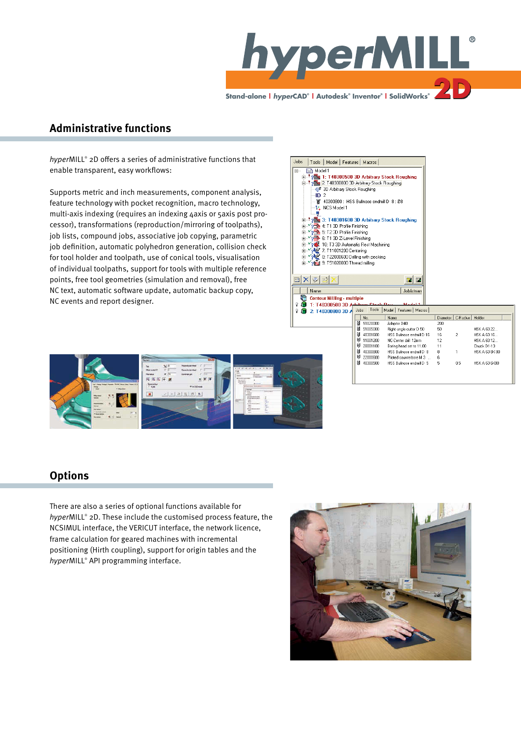## Administrative functions

*hyper*MILL® 2D offers a series of administrative functions that enable transparent, easy workflows:

Supports metric and inch measurements, component analysis, feature technology with pocket recognition, macro technology, multi-axis indexing (requires an indexing 4axis or 5axis post processor), transformations (reproduction/mirroring of toolpaths), job lists, compound jobs, associative job copying, parametric job definition, automatic polyhedron generation, collision check for tool holder and toolpath, use of conical tools, visualisation of individual toolpaths, support for tools with multiple reference points, free tool geometries (simulation and removal), free NC text, automatic software update, automatic backup copy, NC events and report designer.

## Options

There are also a series of optional functions available for *hyper*MILL® 2D. These include the customised process feature, the NCSIMUL interface, the VERICUT interface, the network licence, frame calculation for geared machines with incremental positioning (Hirth coupling), support for origin tables and the *hyper*MILL® API programming interface.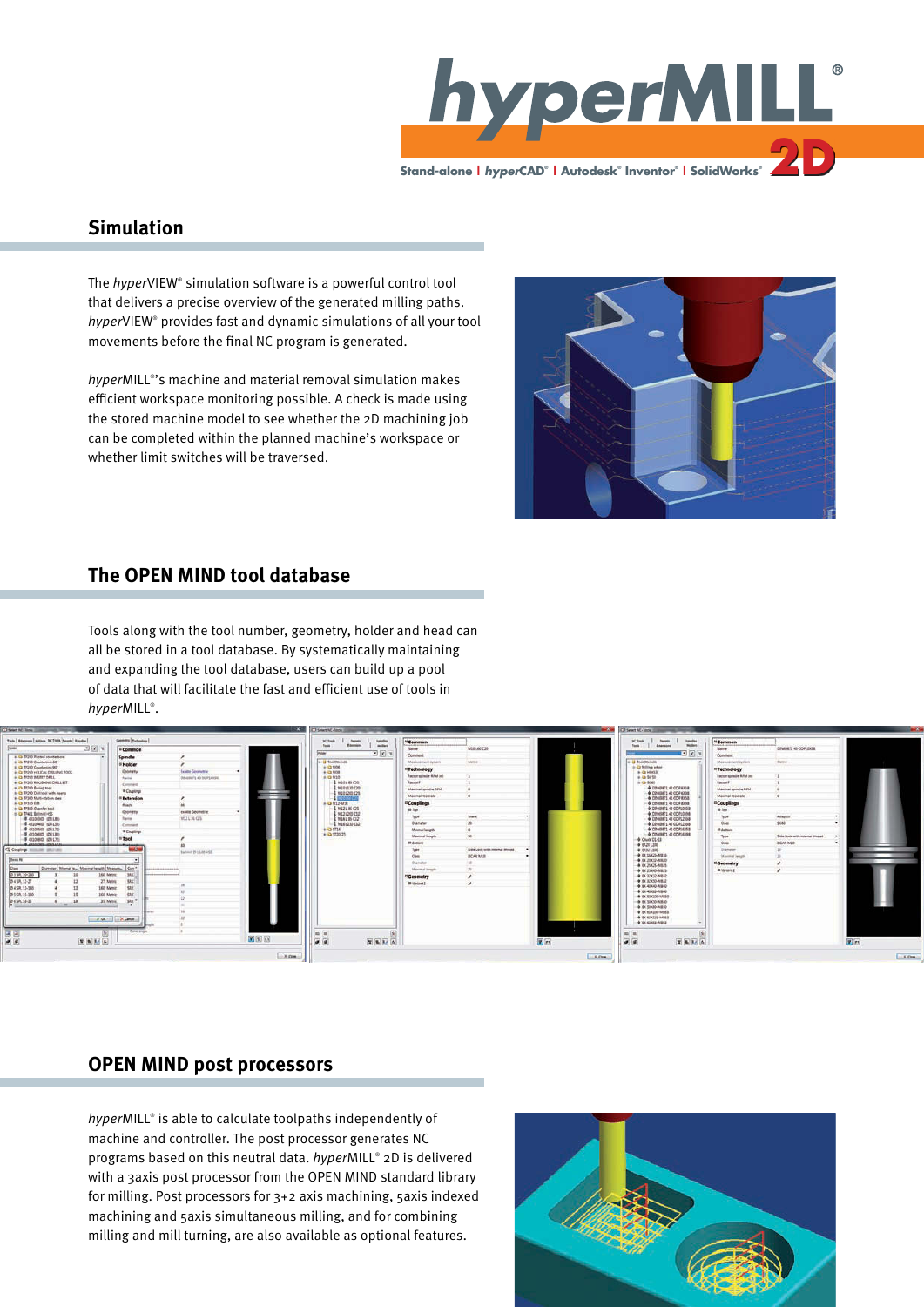# hyperMILL® 2D

Stand-alone | hyperCAD® | Autodesk® Inventor® | SolidWorks®

## Simulation

The *hyper*VIEW® simulation software is a powerful control tool that delivers a precise overview of the generated milling paths. *hyper*VIEW® provides fast and dynamic simulations of all your tool movements before the final NC program is generated.

*hyper*MILL®'s machine and material removal simulation makes efficient workspace monitoring possible. A check is made using the stored machine model to see whether the 2D machining job can be completed within the planned machine's workspace or whether limit switches will be traversed.

## The OPEN MIND tool database

Tools along with the tool number, geometry, holder and head can all be stored in a tool database. By systematically maintaining and expanding the tool database, users can build up a pool of data that will facilitate the fast and efficient use of tools in *hyper*MILL®.

## OPEN MIND post processors

*hyper*MILL® is able to calculate toolpaths independently of machine and controller. The post processor generates NC programs based on this neutral data. *hyper*MILL® 2D is delivered with a 3axis post processor from the OPEN MIND standard library for milling. Post processors for 3+2 axis machining, 5axis indexed machining and 5axis simultaneous milling, and for combining milling and mill turning, are also available as optional features.